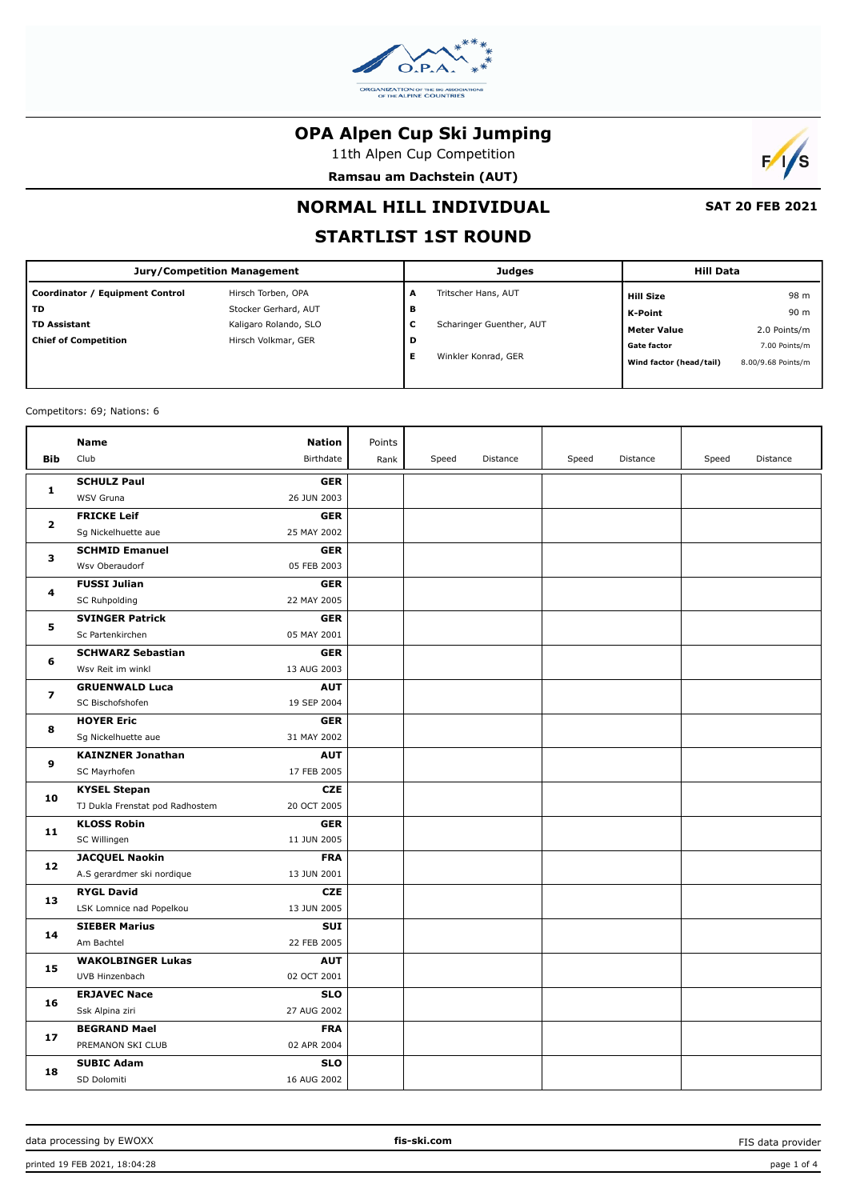# OPA Alpen Cup Ski Jumping

11th Alpen Cup Competition

**Ramsau am Dachstein (AUT)**

## NORMAL HILL INDIVIDUAL

**SAT 20 FEB 2021**

## STARTLIST 1ST ROUND

| Jury/Competition Management | | Judges | | Hill Data | |
|---|---|---|---|---|---|
| **Coordinator / Equipment Control** | Hirsch Torben, OPA | **A** | Tritscher Hans, AUT | **Hill Size** | 98 m |
| **TD** | Stocker Gerhard, AUT | **B** | | **K-Point** | 90 m |
| **TD Assistant** | Kaligaro Rolando, SLO | **C** | Scharinger Guenther, AUT | **Meter Value** | 2.0 Points/m |
| **Chief of Competition** | Hirsch Volkmar, GER | **D** | | **Gate factor** | 7.00 Points/m |
| | | **E** | Winkler Konrad, GER | **Wind factor (head/tail)** | 8.00/9.68 Points/m |

Competitors: 69; Nations: 6

| Bib | Name / Club | Nation / Birthdate | Points / Rank | Speed | Distance | Speed | Distance | Speed | Distance |
|---|---|---|---|---|---|---|---|---|---|
| **1** | **SCHULZ Paul**<br>WSV Gruna | **GER**<br>26 JUN 2003 | | | | | | | |
| **2** | **FRICKE Leif**<br>Sg Nickelhuette aue | **GER**<br>25 MAY 2002 | | | | | | | |
| **3** | **SCHMID Emanuel**<br>Wsv Oberaudorf | **GER**<br>05 FEB 2003 | | | | | | | |
| **4** | **FUSSI Julian**<br>SC Ruhpolding | **GER**<br>22 MAY 2005 | | | | | | | |
| **5** | **SVINGER Patrick**<br>Sc Partenkirchen | **GER**<br>05 MAY 2001 | | | | | | | |
| **6** | **SCHWARZ Sebastian**<br>Wsv Reit im winkl | **GER**<br>13 AUG 2003 | | | | | | | |
| **7** | **GRUENWALD Luca**<br>SC Bischofshofen | **AUT**<br>19 SEP 2004 | | | | | | | |
| **8** | **HOYER Eric**<br>Sg Nickelhuette aue | **GER**<br>31 MAY 2002 | | | | | | | |
| **9** | **KAINZNER Jonathan**<br>SC Mayrhofen | **AUT**<br>17 FEB 2005 | | | | | | | |
| **10** | **KYSEL Stepan**<br>TJ Dukla Frenstat pod Radhostem | **CZE**<br>20 OCT 2005 | | | | | | | |
| **11** | **KLOSS Robin**<br>SC Willingen | **GER**<br>11 JUN 2005 | | | | | | | |
| **12** | **JACQUEL Naokin**<br>A.S gerardmer ski nordique | **FRA**<br>13 JUN 2001 | | | | | | | |
| **13** | **RYGL David**<br>LSK Lomnice nad Popelkou | **CZE**<br>13 JUN 2005 | | | | | | | |
| **14** | **SIEBER Marius**<br>Am Bachtel | **SUI**<br>22 FEB 2005 | | | | | | | |
| **15** | **WAKOLBINGER Lukas**<br>UVB Hinzenbach | **AUT**<br>02 OCT 2001 | | | | | | | |
| **16** | **ERJAVEC Nace**<br>Ssk Alpina ziri | **SLO**<br>27 AUG 2002 | | | | | | | |
| **17** | **BEGRAND Mael**<br>PREMANON SKI CLUB | **FRA**<br>02 APR 2004 | | | | | | | |
| **18** | **SUBIC Adam**<br>SD Dolomiti | **SLO**<br>16 AUG 2002 | | | | | | | |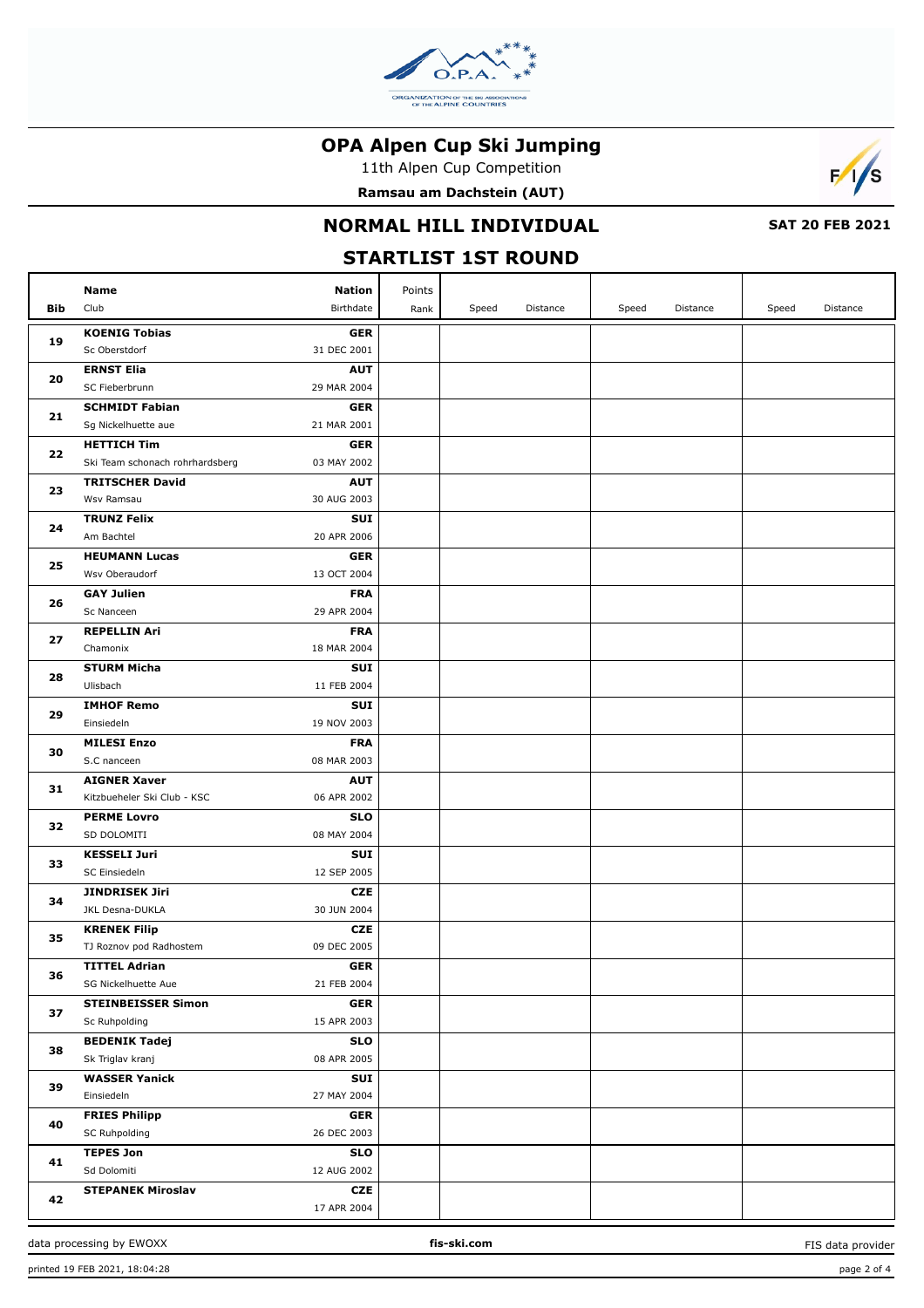# OPA Alpen Cup Ski Jumping

11th Alpen Cup Competition

**Ramsau am Dachstein (AUT)**

## NORMAL HILL INDIVIDUAL

**SAT 20 FEB 2021**

## STARTLIST 1ST ROUND

| Bib | Name / Club | Nation / Birthdate | Points / Rank | Speed | Distance | Speed | Distance | Speed | Distance |
|---|---|---|---|---|---|---|---|---|---|
| 19 | **KOENIG Tobias**<br>Sc Oberstdorf | **GER**<br>31 DEC 2001 | | | | | | | |
| 20 | **ERNST Elia**<br>SC Fieberbrunn | **AUT**<br>29 MAR 2004 | | | | | | | |
| 21 | **SCHMIDT Fabian**<br>Sg Nickelhuette aue | **GER**<br>21 MAR 2001 | | | | | | | |
| 22 | **HETTICH Tim**<br>Ski Team schonach rohrhardsberg | **GER**<br>03 MAY 2002 | | | | | | | |
| 23 | **TRITSCHER David**<br>Wsv Ramsau | **AUT**<br>30 AUG 2003 | | | | | | | |
| 24 | **TRUNZ Felix**<br>Am Bachtel | **SUI**<br>20 APR 2006 | | | | | | | |
| 25 | **HEUMANN Lucas**<br>Wsv Oberaudorf | **GER**<br>13 OCT 2004 | | | | | | | |
| 26 | **GAY Julien**<br>Sc Nanceen | **FRA**<br>29 APR 2004 | | | | | | | |
| 27 | **REPELLIN Ari**<br>Chamonix | **FRA**<br>18 MAR 2004 | | | | | | | |
| 28 | **STURM Micha**<br>Ulisbach | **SUI**<br>11 FEB 2004 | | | | | | | |
| 29 | **IMHOF Remo**<br>Einsiedeln | **SUI**<br>19 NOV 2003 | | | | | | | |
| 30 | **MILESI Enzo**<br>S.C nanceen | **FRA**<br>08 MAR 2003 | | | | | | | |
| 31 | **AIGNER Xaver**<br>Kitzbueheler Ski Club - KSC | **AUT**<br>06 APR 2002 | | | | | | | |
| 32 | **PERME Lovro**<br>SD DOLOMITI | **SLO**<br>08 MAY 2004 | | | | | | | |
| 33 | **KESSELI Juri**<br>SC Einsiedeln | **SUI**<br>12 SEP 2005 | | | | | | | |
| 34 | **JINDRISEK Jiri**<br>JKL Desna-DUKLA | **CZE**<br>30 JUN 2004 | | | | | | | |
| 35 | **KRENEK Filip**<br>TJ Roznov pod Radhostem | **CZE**<br>09 DEC 2005 | | | | | | | |
| 36 | **TITTEL Adrian**<br>SG Nickelhuette Aue | **GER**<br>21 FEB 2004 | | | | | | | |
| 37 | **STEINBEISSER Simon**<br>Sc Ruhpolding | **GER**<br>15 APR 2003 | | | | | | | |
| 38 | **BEDENIK Tadej**<br>Sk Triglav kranj | **SLO**<br>08 APR 2005 | | | | | | | |
| 39 | **WASSER Yanick**<br>Einsiedeln | **SUI**<br>27 MAY 2004 | | | | | | | |
| 40 | **FRIES Philipp**<br>SC Ruhpolding | **GER**<br>26 DEC 2003 | | | | | | | |
| 41 | **TEPES Jon**<br>Sd Dolomiti | **SLO**<br>12 AUG 2002 | | | | | | | |
| 42 | **STEPANEK Miroslav** | **CZE**<br>17 APR 2004 | | | | | | | |

data processing by EWOXX | fis-ski.com | FIS data provider

printed 19 FEB 2021, 18:04:28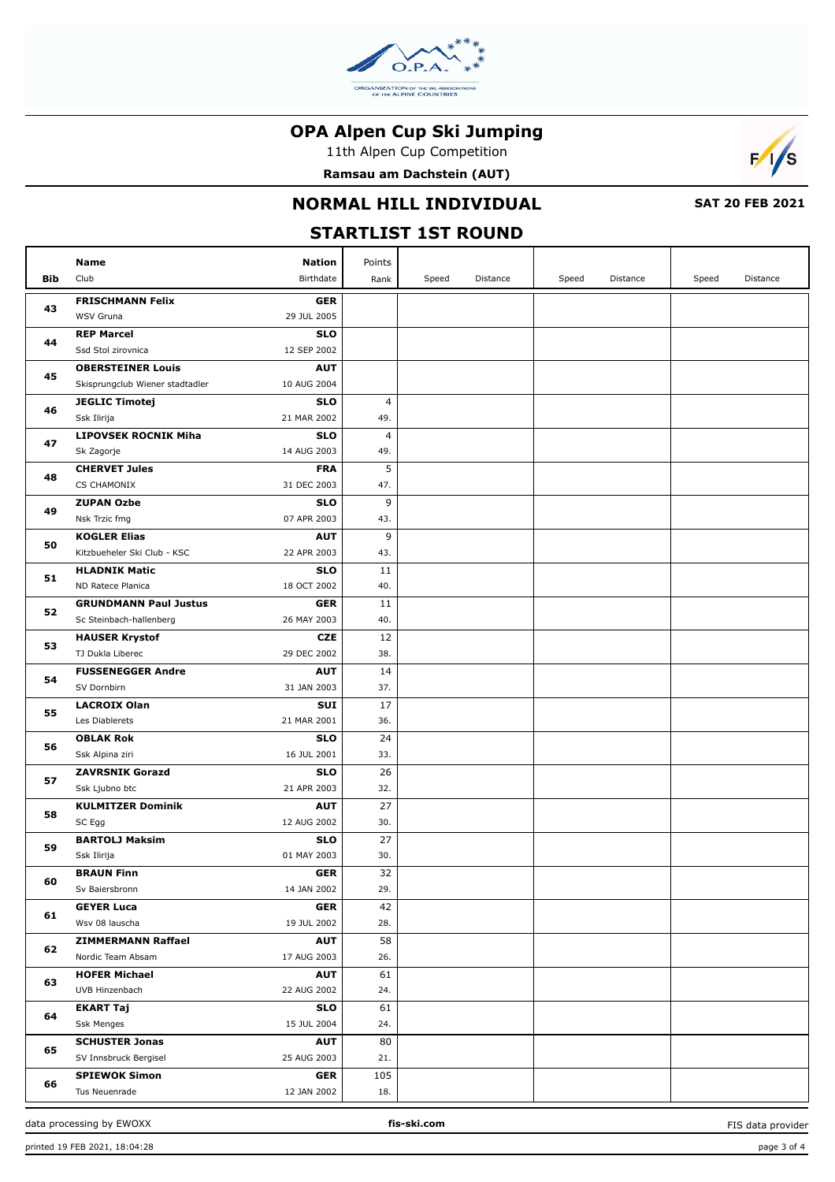# OPA Alpen Cup Ski Jumping

11th Alpen Cup Competition

**Ramsau am Dachstein (AUT)**

## NORMAL HILL INDIVIDUAL

**SAT 20 FEB 2021**

## STARTLIST 1ST ROUND

| Bib | Name / Club | Nation / Birthdate | Points / Rank | Speed | Distance | Speed | Distance | Speed | Distance |
|---|---|---|---|---|---|---|---|---|---|
| 43 | **FRISCHMANN Felix**<br>WSV Gruna | **GER**<br>29 JUL 2005 | | | | | | | |
| 44 | **REP Marcel**<br>Ssd Stol zirovnica | **SLO**<br>12 SEP 2002 | | | | | | | |
| 45 | **OBERSTEINER Louis**<br>Skisprungclub Wiener stadtadler | **AUT**<br>10 AUG 2004 | | | | | | | |
| 46 | **JEGLIC Timotej**<br>Ssk Ilirija | **SLO**<br>21 MAR 2002 | 4<br>49. | | | | | | |
| 47 | **LIPOVSEK ROCNIK Miha**<br>Sk Zagorje | **SLO**<br>14 AUG 2003 | 4<br>49. | | | | | | |
| 48 | **CHERVET Jules**<br>CS CHAMONIX | **FRA**<br>31 DEC 2003 | 5<br>47. | | | | | | |
| 49 | **ZUPAN Ozbe**<br>Nsk Trzic fmg | **SLO**<br>07 APR 2003 | 9<br>43. | | | | | | |
| 50 | **KOGLER Elias**<br>Kitzbueheler Ski Club - KSC | **AUT**<br>22 APR 2003 | 9<br>43. | | | | | | |
| 51 | **HLADNIK Matic**<br>ND Ratece Planica | **SLO**<br>18 OCT 2002 | 11<br>40. | | | | | | |
| 52 | **GRUNDMANN Paul Justus**<br>Sc Steinbach-hallenberg | **GER**<br>26 MAY 2003 | 11<br>40. | | | | | | |
| 53 | **HAUSER Krystof**<br>TJ Dukla Liberec | **CZE**<br>29 DEC 2002 | 12<br>38. | | | | | | |
| 54 | **FUSSENEGGER Andre**<br>SV Dornbirn | **AUT**<br>31 JAN 2003 | 14<br>37. | | | | | | |
| 55 | **LACROIX Olan**<br>Les Diablerets | **SUI**<br>21 MAR 2001 | 17<br>36. | | | | | | |
| 56 | **OBLAK Rok**<br>Ssk Alpina ziri | **SLO**<br>16 JUL 2001 | 24<br>33. | | | | | | |
| 57 | **ZAVRSNIK Gorazd**<br>Ssk Ljubno btc | **SLO**<br>21 APR 2003 | 26<br>32. | | | | | | |
| 58 | **KULMITZER Dominik**<br>SC Egg | **AUT**<br>12 AUG 2002 | 27<br>30. | | | | | | |
| 59 | **BARTOLJ Maksim**<br>Ssk Ilirija | **SLO**<br>01 MAY 2003 | 27<br>30. | | | | | | |
| 60 | **BRAUN Finn**<br>Sv Baiersbronn | **GER**<br>14 JAN 2002 | 32<br>29. | | | | | | |
| 61 | **GEYER Luca**<br>Wsv 08 lauscha | **GER**<br>19 JUL 2002 | 42<br>28. | | | | | | |
| 62 | **ZIMMERMANN Raffael**<br>Nordic Team Absam | **AUT**<br>17 AUG 2003 | 58<br>26. | | | | | | |
| 63 | **HOFER Michael**<br>UVB Hinzenbach | **AUT**<br>22 AUG 2002 | 61<br>24. | | | | | | |
| 64 | **EKART Taj**<br>Ssk Menges | **SLO**<br>15 JUL 2004 | 61<br>24. | | | | | | |
| 65 | **SCHUSTER Jonas**<br>SV Innsbruck Bergisel | **AUT**<br>25 AUG 2003 | 80<br>21. | | | | | | |
| 66 | **SPIEWOK Simon**<br>Tus Neuenrade | **GER**<br>12 JAN 2002 | 105<br>18. | | | | | | |

data processing by EWOXX | fis-ski.com | FIS data provider

printed 19 FEB 2021, 18:04:28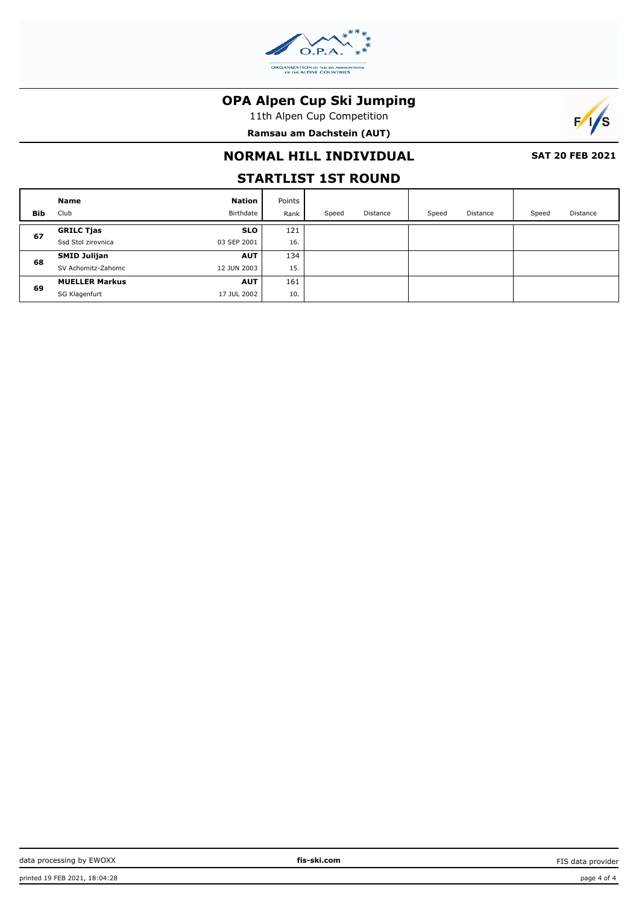# OPA Alpen Cup Ski Jumping

11th Alpen Cup Competition

**Ramsau am Dachstein (AUT)**

## NORMAL HILL INDIVIDUAL

**SAT 20 FEB 2021**

## STARTLIST 1ST ROUND

| Bib | Name / Club | Nation / Birthdate | Points / Rank | Speed | Distance | Speed | Distance | Speed | Distance |
|---|---|---|---|---|---|---|---|---|---|
| 67 | **GRILC Tjas**<br>Ssd Stol zirovnica | **SLO**<br>03 SEP 2001 | 121<br>16. | | | | | | |
| 68 | **SMID Julijan**<br>SV Achomitz-Zahomc | **AUT**<br>12 JUN 2003 | 134<br>15. | | | | | | |
| 69 | **MUELLER Markus**<br>SG Klagenfurt | **AUT**<br>17 JUL 2002 | 161<br>10. | | | | | | |

data processing by EWOXX — fis-ski.com — FIS data provider

printed 19 FEB 2021, 18:04:28